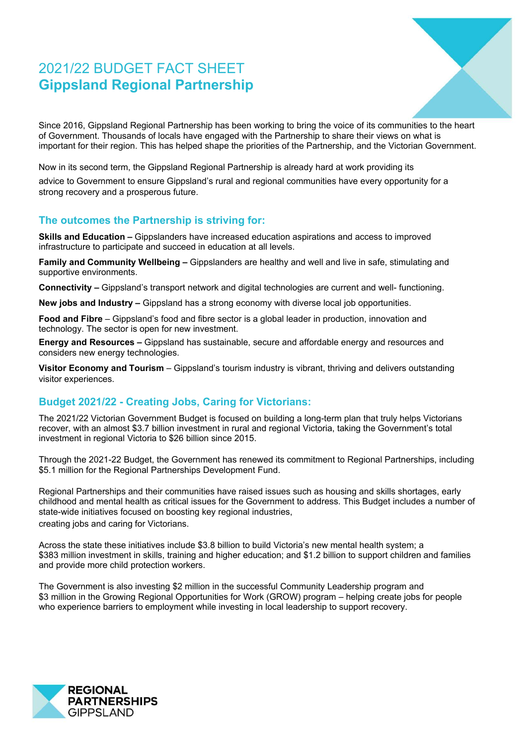# 2021/22 BUDGET FACT SHEET
# Gippsland Regional Partnership

Since 2016, Gippsland Regional Partnership has been working to bring the voice of its communities to the heart of Government. Thousands of locals have engaged with the Partnership to share their views on what is important for their region. This has helped shape the priorities of the Partnership, and the Victorian Government.

Now in its second term, the Gippsland Regional Partnership is already hard at work providing its advice to Government to ensure Gippsland's rural and regional communities have every opportunity for a strong recovery and a prosperous future.

## The outcomes the Partnership is striving for:

**Skills and Education –** Gippslanders have increased education aspirations and access to improved infrastructure to participate and succeed in education at all levels.

**Family and Community Wellbeing –** Gippslanders are healthy and well and live in safe, stimulating and supportive environments.

**Connectivity –** Gippsland's transport network and digital technologies are current and well- functioning.

**New jobs and Industry –** Gippsland has a strong economy with diverse local job opportunities.

**Food and Fibre** – Gippsland's food and fibre sector is a global leader in production, innovation and technology. The sector is open for new investment.

**Energy and Resources –** Gippsland has sustainable, secure and affordable energy and resources and considers new energy technologies.

**Visitor Economy and Tourism** – Gippsland's tourism industry is vibrant, thriving and delivers outstanding visitor experiences.

## Budget 2021/22 - Creating Jobs, Caring for Victorians:

The 2021/22 Victorian Government Budget is focused on building a long-term plan that truly helps Victorians recover, with an almost $3.7 billion investment in rural and regional Victoria, taking the Government's total investment in regional Victoria to $26 billion since 2015.

Through the 2021-22 Budget, the Government has renewed its commitment to Regional Partnerships, including $5.1 million for the Regional Partnerships Development Fund.

Regional Partnerships and their communities have raised issues such as housing and skills shortages, early childhood and mental health as critical issues for the Government to address. This Budget includes a number of state-wide initiatives focused on boosting key regional industries, creating jobs and caring for Victorians.

Across the state these initiatives include $3.8 billion to build Victoria's new mental health system; a $383 million investment in skills, training and higher education; and $1.2 billion to support children and families and provide more child protection workers.

The Government is also investing $2 million in the successful Community Leadership program and $3 million in the Growing Regional Opportunities for Work (GROW) program – helping create jobs for people who experience barriers to employment while investing in local leadership to support recovery.

REGIONAL PARTNERSHIPS GIPPSLAND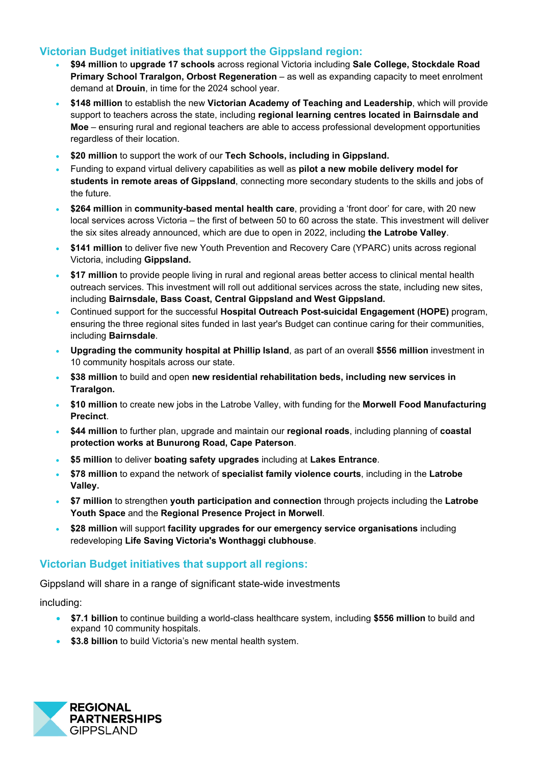## Victorian Budget initiatives that support the Gippsland region:

- **$94 million** to **upgrade 17 schools** across regional Victoria including **Sale College, Stockdale Road Primary School Traralgon, Orbost Regeneration** – as well as expanding capacity to meet enrolment demand at **Drouin**, in time for the 2024 school year.
- **$148 million** to establish the new **Victorian Academy of Teaching and Leadership**, which will provide support to teachers across the state, including **regional learning centres located in Bairnsdale and Moe** – ensuring rural and regional teachers are able to access professional development opportunities regardless of their location.
- **$20 million** to support the work of our **Tech Schools, including in Gippsland.**
- Funding to expand virtual delivery capabilities as well as **pilot a new mobile delivery model for students in remote areas of Gippsland**, connecting more secondary students to the skills and jobs of the future.
- **$264 million** in **community-based mental health care**, providing a 'front door' for care, with 20 new local services across Victoria – the first of between 50 to 60 across the state. This investment will deliver the six sites already announced, which are due to open in 2022, including **the Latrobe Valley**.
- **$141 million** to deliver five new Youth Prevention and Recovery Care (YPARC) units across regional Victoria, including **Gippsland.**
- **$17 million** to provide people living in rural and regional areas better access to clinical mental health outreach services. This investment will roll out additional services across the state, including new sites, including **Bairnsdale, Bass Coast, Central Gippsland and West Gippsland.**
- Continued support for the successful **Hospital Outreach Post-suicidal Engagement (HOPE)** program, ensuring the three regional sites funded in last year's Budget can continue caring for their communities, including **Bairnsdale**.
- **Upgrading the community hospital at Phillip Island**, as part of an overall **$556 million** investment in 10 community hospitals across our state.
- **$38 million** to build and open **new residential rehabilitation beds, including new services in Traralgon.**
- **$10 million** to create new jobs in the Latrobe Valley, with funding for the **Morwell Food Manufacturing Precinct**.
- **$44 million** to further plan, upgrade and maintain our **regional roads**, including planning of **coastal protection works at Bunurong Road, Cape Paterson**.
- **$5 million** to deliver **boating safety upgrades** including at **Lakes Entrance**.
- **$78 million** to expand the network of **specialist family violence courts**, including in the **Latrobe Valley.**
- **$7 million** to strengthen **youth participation and connection** through projects including the **Latrobe Youth Space** and the **Regional Presence Project in Morwell**.
- **$28 million** will support **facility upgrades for our emergency service organisations** including redeveloping **Life Saving Victoria's Wonthaggi clubhouse**.

## Victorian Budget initiatives that support all regions:

Gippsland will share in a range of significant state-wide investments

including:

- **$7.1 billion** to continue building a world-class healthcare system, including **$556 million** to build and expand 10 community hospitals.
- **$3.8 billion** to build Victoria's new mental health system.

REGIONAL PARTNERSHIPS GIPPSLAND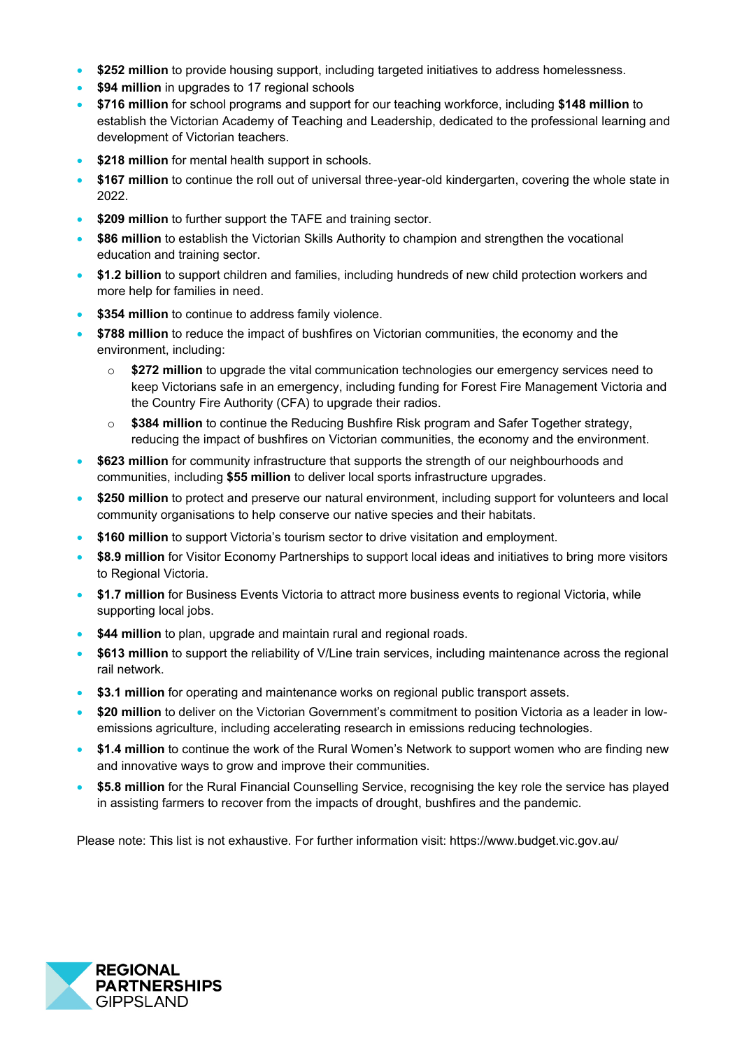- **$252 million** to provide housing support, including targeted initiatives to address homelessness.
- **$94 million** in upgrades to 17 regional schools
- **$716 million** for school programs and support for our teaching workforce, including **$148 million** to establish the Victorian Academy of Teaching and Leadership, dedicated to the professional learning and development of Victorian teachers.
- **$218 million** for mental health support in schools.
- **$167 million** to continue the roll out of universal three-year-old kindergarten, covering the whole state in 2022.
- **$209 million** to further support the TAFE and training sector.
- **$86 million** to establish the Victorian Skills Authority to champion and strengthen the vocational education and training sector.
- **$1.2 billion** to support children and families, including hundreds of new child protection workers and more help for families in need.
- **$354 million** to continue to address family violence.
- **$788 million** to reduce the impact of bushfires on Victorian communities, the economy and the environment, including:
  - **$272 million** to upgrade the vital communication technologies our emergency services need to keep Victorians safe in an emergency, including funding for Forest Fire Management Victoria and the Country Fire Authority (CFA) to upgrade their radios.
  - **$384 million** to continue the Reducing Bushfire Risk program and Safer Together strategy, reducing the impact of bushfires on Victorian communities, the economy and the environment.
- **$623 million** for community infrastructure that supports the strength of our neighbourhoods and communities, including **$55 million** to deliver local sports infrastructure upgrades.
- **$250 million** to protect and preserve our natural environment, including support for volunteers and local community organisations to help conserve our native species and their habitats.
- **$160 million** to support Victoria's tourism sector to drive visitation and employment.
- **$8.9 million** for Visitor Economy Partnerships to support local ideas and initiatives to bring more visitors to Regional Victoria.
- **$1.7 million** for Business Events Victoria to attract more business events to regional Victoria, while supporting local jobs.
- **$44 million** to plan, upgrade and maintain rural and regional roads.
- **$613 million** to support the reliability of V/Line train services, including maintenance across the regional rail network.
- **$3.1 million** for operating and maintenance works on regional public transport assets.
- **$20 million** to deliver on the Victorian Government's commitment to position Victoria as a leader in low-emissions agriculture, including accelerating research in emissions reducing technologies.
- **$1.4 million** to continue the work of the Rural Women's Network to support women who are finding new and innovative ways to grow and improve their communities.
- **$5.8 million** for the Rural Financial Counselling Service, recognising the key role the service has played in assisting farmers to recover from the impacts of drought, bushfires and the pandemic.

Please note: This list is not exhaustive. For further information visit: https://www.budget.vic.gov.au/